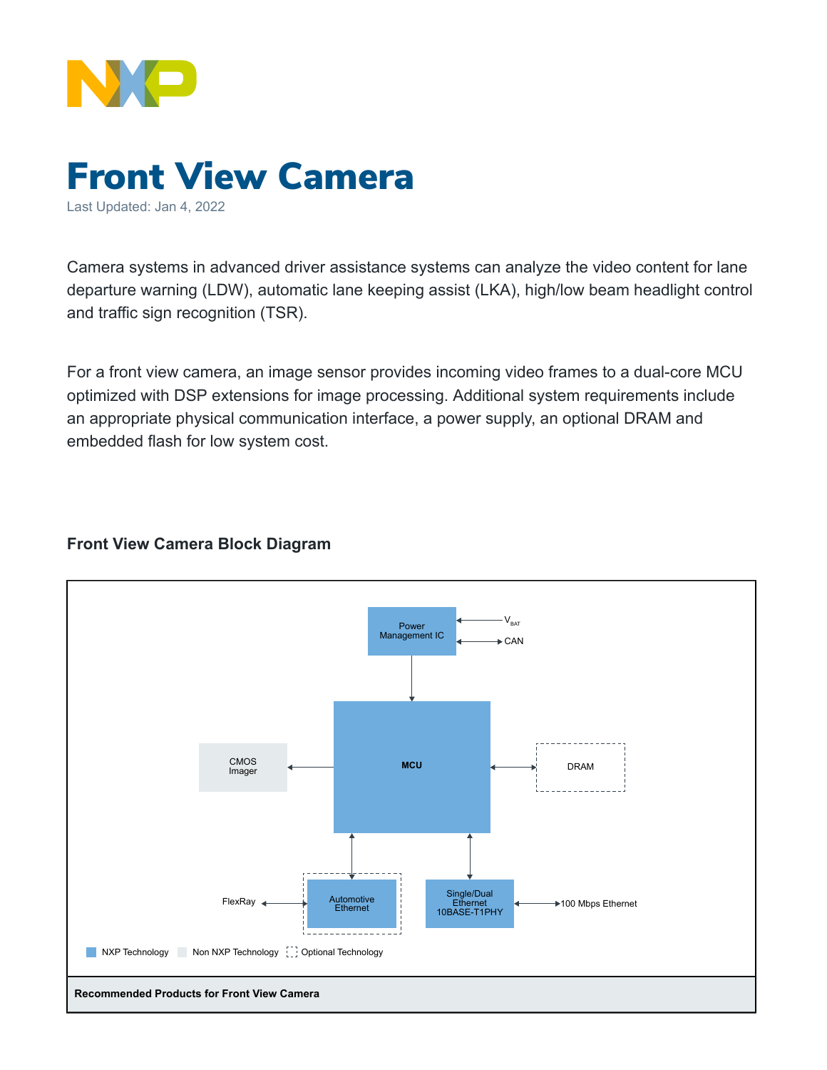# Front View Camera

Last Updated: Jan 4, 2022

Camera systems in advanced driver assistance systems can analyze the video content for lane departure warning (LDW), automatic lane keeping assist (LKA), high/low beam headlight control and traffic sign recognition (TSR).

For a front view camera, an image sensor provides incoming video frames to a dual-core MCU optimized with DSP extensions for image processing. Additional system requirements include an appropriate physical communication interface, a power supply, an optional DRAM and embedded flash for low system cost.

## Front View Camera Block Diagram

Power Management IC

$V_{BAT}$

CAN

CMOS Imager

MCU

DRAM

FlexRay

Automotive Ethernet

Single/Dual Ethernet 10BASE-T1PHY

100 Mbps Ethernet

NXP Technology

Non NXP Technology

Optional Technology

**Recommended Products for Front View Camera**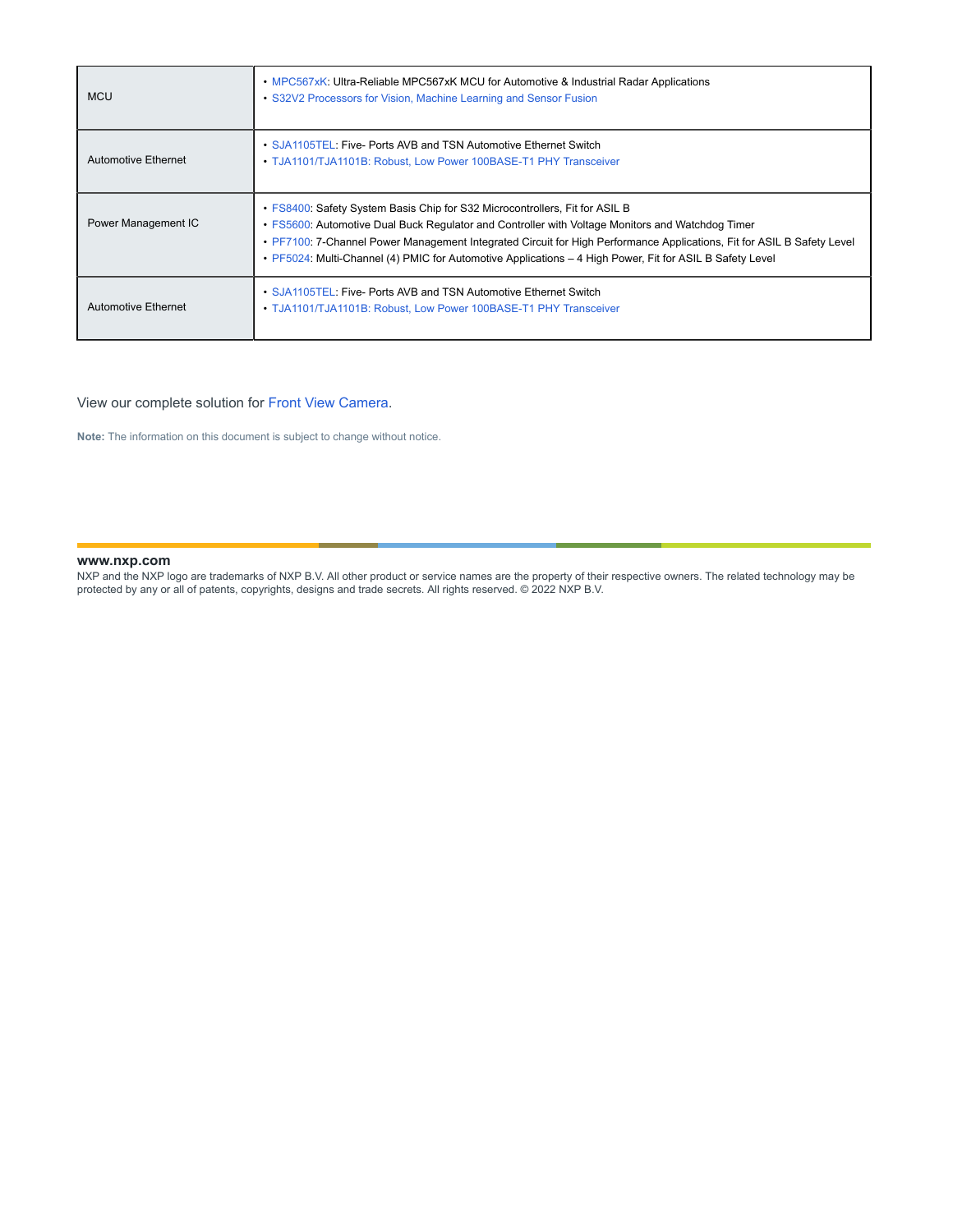| | |
|---|---|
| MCU | • MPC567xK: Ultra-Reliable MPC567xK MCU for Automotive & Industrial Radar Applications<br>• S32V2 Processors for Vision, Machine Learning and Sensor Fusion |
| Automotive Ethernet | • SJA1105TEL: Five- Ports AVB and TSN Automotive Ethernet Switch<br>• TJA1101/TJA1101B: Robust, Low Power 100BASE-T1 PHY Transceiver |
| Power Management IC | • FS8400: Safety System Basis Chip for S32 Microcontrollers, Fit for ASIL B<br>• FS5600: Automotive Dual Buck Regulator and Controller with Voltage Monitors and Watchdog Timer<br>• PF7100: 7-Channel Power Management Integrated Circuit for High Performance Applications, Fit for ASIL B Safety Level<br>• PF5024: Multi-Channel (4) PMIC for Automotive Applications – 4 High Power, Fit for ASIL B Safety Level |
| Automotive Ethernet | • SJA1105TEL: Five- Ports AVB and TSN Automotive Ethernet Switch<br>• TJA1101/TJA1101B: Robust, Low Power 100BASE-T1 PHY Transceiver |

View our complete solution for Front View Camera.

**Note:** The information on this document is subject to change without notice.

**www.nxp.com**

NXP and the NXP logo are trademarks of NXP B.V. All other product or service names are the property of their respective owners. The related technology may be protected by any or all of patents, copyrights, designs and trade secrets. All rights reserved. © 2022 NXP B.V.